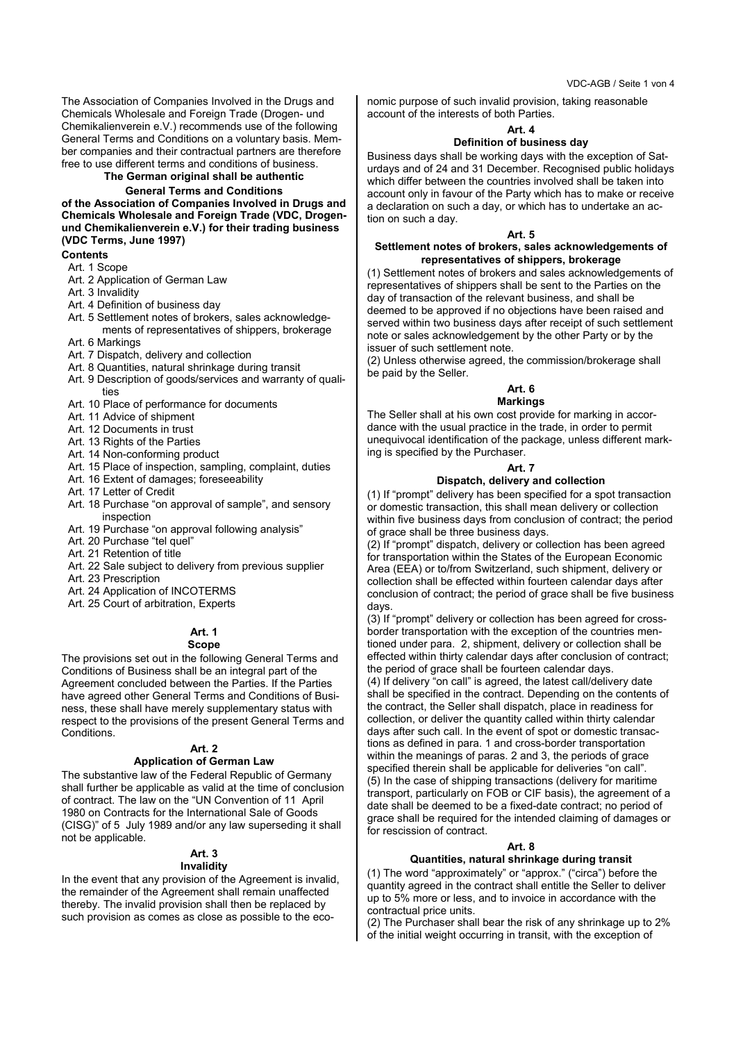The Association of Companies Involved in the Drugs and Chemicals Wholesale and Foreign Trade (Drogen- und Chemikalienverein e.V.) recommends use of the following General Terms and Conditions on a voluntary basis. Member companies and their contractual partners are therefore free to use different terms and conditions of business.

**The German original shall be authentic**

# General Terms and Conditions of the Association of Companies Involved in Drugs and Chemicals Wholesale and Foreign Trade (VDC, Drogen- und Chemikalienverein e.V.) for their trading business (VDC Terms, June 1997)

**Contents**

- Art. 1 Scope
- Art. 2 Application of German Law
- Art. 3 Invalidity
- Art. 4 Definition of business day
- Art. 5 Settlement notes of brokers, sales acknowledgements of representatives of shippers, brokerage
- Art. 6 Markings
- Art. 7 Dispatch, delivery and collection
- Art. 8 Quantities, natural shrinkage during transit
- Art. 9 Description of goods/services and warranty of qualities
- Art. 10 Place of performance for documents
- Art. 11 Advice of shipment
- Art. 12 Documents in trust
- Art. 13 Rights of the Parties
- Art. 14 Non-conforming product
- Art. 15 Place of inspection, sampling, complaint, duties
- Art. 16 Extent of damages; foreseeability
- Art. 17 Letter of Credit
- Art. 18 Purchase "on approval of sample", and sensory inspection
- Art. 19 Purchase "on approval following analysis"
- Art. 20 Purchase "tel quel"
- Art. 21 Retention of title
- Art. 22 Sale subject to delivery from previous supplier
- Art. 23 Prescription
- Art. 24 Application of INCOTERMS
- Art. 25 Court of arbitration, Experts

## Art. 1
### Scope

The provisions set out in the following General Terms and Conditions of Business shall be an integral part of the Agreement concluded between the Parties. If the Parties have agreed other General Terms and Conditions of Business, these shall have merely supplementary status with respect to the provisions of the present General Terms and Conditions.

## Art. 2
### Application of German Law

The substantive law of the Federal Republic of Germany shall further be applicable as valid at the time of conclusion of contract. The law on the "UN Convention of 11 April 1980 on Contracts for the International Sale of Goods (CISG)" of 5 July 1989 and/or any law superseding it shall not be applicable.

## Art. 3
### Invalidity

In the event that any provision of the Agreement is invalid, the remainder of the Agreement shall remain unaffected thereby. The invalid provision shall then be replaced by such provision as comes as close as possible to the economic purpose of such invalid provision, taking reasonable account of the interests of both Parties.

## Art. 4
### Definition of business day

Business days shall be working days with the exception of Saturdays and of 24 and 31 December. Recognised public holidays which differ between the countries involved shall be taken into account only in favour of the Party which has to make or receive a declaration on such a day, or which has to undertake an action on such a day.

## Art. 5
### Settlement notes of brokers, sales acknowledgements of representatives of shippers, brokerage

(1) Settlement notes of brokers and sales acknowledgements of representatives of shippers shall be sent to the Parties on the day of transaction of the relevant business, and shall be deemed to be approved if no objections have been raised and served within two business days after receipt of such settlement note or sales acknowledgement by the other Party or by the issuer of such settlement note.

(2) Unless otherwise agreed, the commission/brokerage shall be paid by the Seller.

## Art. 6
### Markings

The Seller shall at his own cost provide for marking in accordance with the usual practice in the trade, in order to permit unequivocal identification of the package, unless different marking is specified by the Purchaser.

## Art. 7
### Dispatch, delivery and collection

(1) If "prompt" delivery has been specified for a spot transaction or domestic transaction, this shall mean delivery or collection within five business days from conclusion of contract; the period of grace shall be three business days.

(2) If "prompt" dispatch, delivery or collection has been agreed for transportation within the States of the European Economic Area (EEA) or to/from Switzerland, such shipment, delivery or collection shall be effected within fourteen calendar days after conclusion of contract; the period of grace shall be five business days.

(3) If "prompt" delivery or collection has been agreed for cross-border transportation with the exception of the countries mentioned under para. 2, shipment, delivery or collection shall be effected within thirty calendar days after conclusion of contract; the period of grace shall be fourteen calendar days.

(4) If delivery "on call" is agreed, the latest call/delivery date shall be specified in the contract. Depending on the contents of the contract, the Seller shall dispatch, place in readiness for collection, or deliver the quantity called within thirty calendar days after such call. In the event of spot or domestic transactions as defined in para. 1 and cross-border transportation within the meanings of paras. 2 and 3, the periods of grace specified therein shall be applicable for deliveries "on call".

(5) In the case of shipping transactions (delivery for maritime transport, particularly on FOB or CIF basis), the agreement of a date shall be deemed to be a fixed-date contract; no period of grace shall be required for the intended claiming of damages or for rescission of contract.

## Art. 8
### Quantities, natural shrinkage during transit

(1) The word "approximately" or "approx." ("circa") before the quantity agreed in the contract shall entitle the Seller to deliver up to 5% more or less, and to invoice in accordance with the contractual price units.

(2) The Purchaser shall bear the risk of any shrinkage up to 2% of the initial weight occurring in transit, with the exception of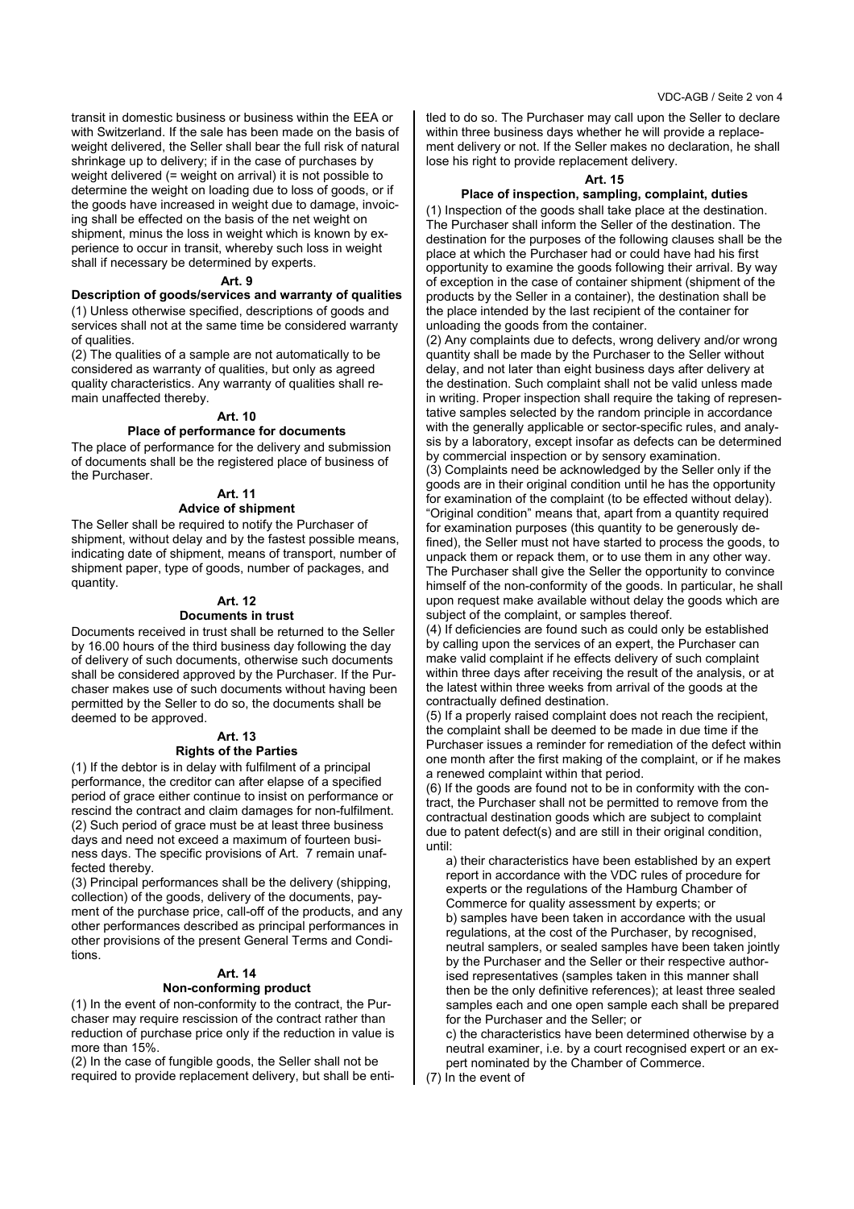transit in domestic business or business within the EEA or with Switzerland. If the sale has been made on the basis of weight delivered, the Seller shall bear the full risk of natural shrinkage up to delivery; if in the case of purchases by weight delivered (= weight on arrival) it is not possible to determine the weight on loading due to loss of goods, or if the goods have increased in weight due to damage, invoicing shall be effected on the basis of the net weight on shipment, minus the loss in weight which is known by experience to occur in transit, whereby such loss in weight shall if necessary be determined by experts.

### Art. 9
### Description of goods/services and warranty of qualities

(1) Unless otherwise specified, descriptions of goods and services shall not at the same time be considered warranty of qualities.

(2) The qualities of a sample are not automatically to be considered as warranty of qualities, but only as agreed quality characteristics. Any warranty of qualities shall remain unaffected thereby.

### Art. 10
### Place of performance for documents

The place of performance for the delivery and submission of documents shall be the registered place of business of the Purchaser.

### Art. 11
### Advice of shipment

The Seller shall be required to notify the Purchaser of shipment, without delay and by the fastest possible means, indicating date of shipment, means of transport, number of shipment paper, type of goods, number of packages, and quantity.

### Art. 12
### Documents in trust

Documents received in trust shall be returned to the Seller by 16.00 hours of the third business day following the day of delivery of such documents, otherwise such documents shall be considered approved by the Purchaser. If the Purchaser makes use of such documents without having been permitted by the Seller to do so, the documents shall be deemed to be approved.

### Art. 13
### Rights of the Parties

(1) If the debtor is in delay with fulfilment of a principal performance, the creditor can after elapse of a specified period of grace either continue to insist on performance or rescind the contract and claim damages for non-fulfilment.

(2) Such period of grace must be at least three business days and need not exceed a maximum of fourteen business days. The specific provisions of Art. 7 remain unaffected thereby.

(3) Principal performances shall be the delivery (shipping, collection) of the goods, delivery of the documents, payment of the purchase price, call-off of the products, and any other performances described as principal performances in other provisions of the present General Terms and Conditions.

### Art. 14
### Non-conforming product

(1) In the event of non-conformity to the contract, the Purchaser may require rescission of the contract rather than reduction of purchase price only if the reduction in value is more than 15%.

(2) In the case of fungible goods, the Seller shall not be required to provide replacement delivery, but shall be entitled to do so. The Purchaser may call upon the Seller to declare within three business days whether he will provide a replacement delivery or not. If the Seller makes no declaration, he shall lose his right to provide replacement delivery.

### Art. 15
### Place of inspection, sampling, complaint, duties

(1) Inspection of the goods shall take place at the destination. The Purchaser shall inform the Seller of the destination. The destination for the purposes of the following clauses shall be the place at which the Purchaser had or could have had his first opportunity to examine the goods following their arrival. By way of exception in the case of container shipment (shipment of the products by the Seller in a container), the destination shall be the place intended by the last recipient of the container for unloading the goods from the container.

(2) Any complaints due to defects, wrong delivery and/or wrong quantity shall be made by the Purchaser to the Seller without delay, and not later than eight business days after delivery at the destination. Such complaint shall not be valid unless made in writing. Proper inspection shall require the taking of representative samples selected by the random principle in accordance with the generally applicable or sector-specific rules, and analysis by a laboratory, except insofar as defects can be determined by commercial inspection or by sensory examination.

(3) Complaints need be acknowledged by the Seller only if the goods are in their original condition until he has the opportunity for examination of the complaint (to be effected without delay). "Original condition" means that, apart from a quantity required for examination purposes (this quantity to be generously defined), the Seller must not have started to process the goods, to unpack them or repack them, or to use them in any other way. The Purchaser shall give the Seller the opportunity to convince himself of the non-conformity of the goods. In particular, he shall upon request make available without delay the goods which are subject of the complaint, or samples thereof.

(4) If deficiencies are found such as could only be established by calling upon the services of an expert, the Purchaser can make valid complaint if he effects delivery of such complaint within three days after receiving the result of the analysis, or at the latest within three weeks from arrival of the goods at the contractually defined destination.

(5) If a properly raised complaint does not reach the recipient, the complaint shall be deemed to be made in due time if the Purchaser issues a reminder for remediation of the defect within one month after the first making of the complaint, or if he makes a renewed complaint within that period.

(6) If the goods are found not to be in conformity with the contract, the Purchaser shall not be permitted to remove from the contractual destination goods which are subject to complaint due to patent defect(s) and are still in their original condition, until:

a) their characteristics have been established by an expert report in accordance with the VDC rules of procedure for experts or the regulations of the Hamburg Chamber of Commerce for quality assessment by experts; or

b) samples have been taken in accordance with the usual regulations, at the cost of the Purchaser, by recognised, neutral samplers, or sealed samples have been taken jointly by the Purchaser and the Seller or their respective authorised representatives (samples taken in this manner shall then be the only definitive references); at least three sealed samples each and one open sample each shall be prepared for the Purchaser and the Seller; or

c) the characteristics have been determined otherwise by a neutral examiner, i.e. by a court recognised expert or an expert nominated by the Chamber of Commerce.

(7) In the event of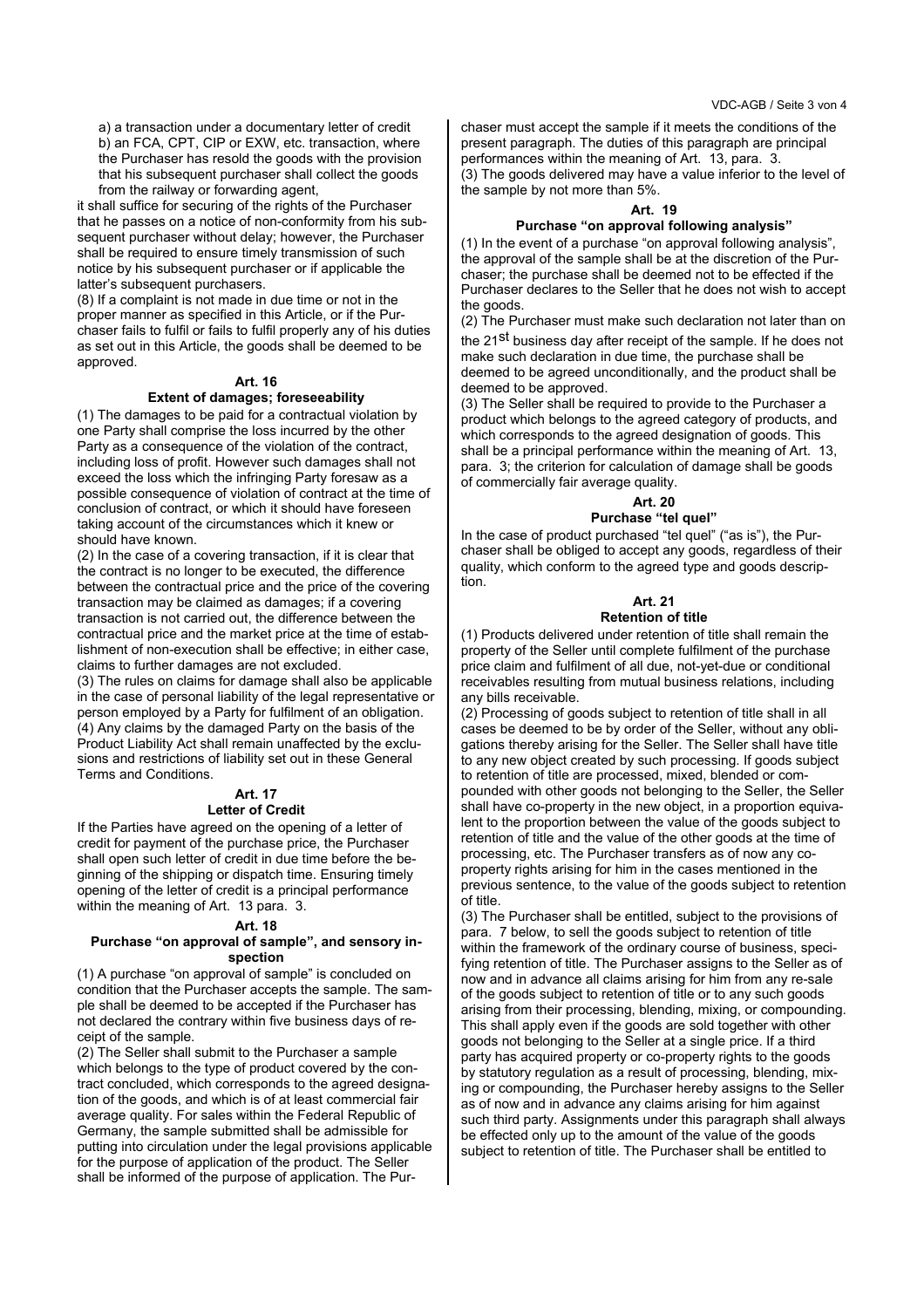a) a transaction under a documentary letter of credit
b) an FCA, CPT, CIP or EXW, etc. transaction, where the Purchaser has resold the goods with the provision that his subsequent purchaser shall collect the goods from the railway or forwarding agent,

it shall suffice for securing of the rights of the Purchaser that he passes on a notice of non-conformity from his subsequent purchaser without delay; however, the Purchaser shall be required to ensure timely transmission of such notice by his subsequent purchaser or if applicable the latter's subsequent purchasers.

(8) If a complaint is not made in due time or not in the proper manner as specified in this Article, or if the Purchaser fails to fulfil or fails to fulfil properly any of his duties as set out in this Article, the goods shall be deemed to be approved.

### Art. 16
### Extent of damages; foreseeability

(1) The damages to be paid for a contractual violation by one Party shall comprise the loss incurred by the other Party as a consequence of the violation of the contract, including loss of profit. However such damages shall not exceed the loss which the infringing Party foresaw as a possible consequence of violation of contract at the time of conclusion of contract, or which it should have foreseen taking account of the circumstances which it knew or should have known.

(2) In the case of a covering transaction, if it is clear that the contract is no longer to be executed, the difference between the contractual price and the price of the covering transaction may be claimed as damages; if a covering transaction is not carried out, the difference between the contractual price and the market price at the time of establishment of non-execution shall be effective; in either case, claims to further damages are not excluded.

(3) The rules on claims for damage shall also be applicable in the case of personal liability of the legal representative or person employed by a Party for fulfilment of an obligation.

(4) Any claims by the damaged Party on the basis of the Product Liability Act shall remain unaffected by the exclusions and restrictions of liability set out in these General Terms and Conditions.

### Art. 17
### Letter of Credit

If the Parties have agreed on the opening of a letter of credit for payment of the purchase price, the Purchaser shall open such letter of credit in due time before the beginning of the shipping or dispatch time. Ensuring timely opening of the letter of credit is a principal performance within the meaning of Art. 13 para. 3.

### Art. 18
### Purchase "on approval of sample", and sensory inspection

(1) A purchase "on approval of sample" is concluded on condition that the Purchaser accepts the sample. The sample shall be deemed to be accepted if the Purchaser has not declared the contrary within five business days of receipt of the sample.

(2) The Seller shall submit to the Purchaser a sample which belongs to the type of product covered by the contract concluded, which corresponds to the agreed designation of the goods, and which is of at least commercial fair average quality. For sales within the Federal Republic of Germany, the sample submitted shall be admissible for putting into circulation under the legal provisions applicable for the purpose of application of the product. The Seller shall be informed of the purpose of application. The Purchaser must accept the sample if it meets the conditions of the present paragraph. The duties of this paragraph are principal performances within the meaning of Art. 13, para. 3.

(3) The goods delivered may have a value inferior to the level of the sample by not more than 5%.

### Art. 19
### Purchase "on approval following analysis"

(1) In the event of a purchase "on approval following analysis", the approval of the sample shall be at the discretion of the Purchaser; the purchase shall be deemed not to be effected if the Purchaser declares to the Seller that he does not wish to accept the goods.

(2) The Purchaser must make such declaration not later than on the 21st business day after receipt of the sample. If he does not make such declaration in due time, the purchase shall be deemed to be agreed unconditionally, and the product shall be deemed to be approved.

(3) The Seller shall be required to provide to the Purchaser a product which belongs to the agreed category of products, and which corresponds to the agreed designation of goods. This shall be a principal performance within the meaning of Art. 13, para. 3; the criterion for calculation of damage shall be goods of commercially fair average quality.

### Art. 20
### Purchase "tel quel"

In the case of product purchased "tel quel" ("as is"), the Purchaser shall be obliged to accept any goods, regardless of their quality, which conform to the agreed type and goods description.

### Art. 21
### Retention of title

(1) Products delivered under retention of title shall remain the property of the Seller until complete fulfilment of the purchase price claim and fulfilment of all due, not-yet-due or conditional receivables resulting from mutual business relations, including any bills receivable.

(2) Processing of goods subject to retention of title shall in all cases be deemed to be by order of the Seller, without any obligations thereby arising for the Seller. The Seller shall have title to any new object created by such processing. If goods subject to retention of title are processed, mixed, blended or compounded with other goods not belonging to the Seller, the Seller shall have co-property in the new object, in a proportion equivalent to the proportion between the value of the goods subject to retention of title and the value of the other goods at the time of processing, etc. The Purchaser transfers as of now any co-property rights arising for him in the cases mentioned in the previous sentence, to the value of the goods subject to retention of title.

(3) The Purchaser shall be entitled, subject to the provisions of para. 7 below, to sell the goods subject to retention of title within the framework of the ordinary course of business, specifying retention of title. The Purchaser assigns to the Seller as of now and in advance all claims arising for him from any re-sale of the goods subject to retention of title or to any such goods arising from their processing, blending, mixing, or compounding. This shall apply even if the goods are sold together with other goods not belonging to the Seller at a single price. If a third party has acquired property or co-property rights to the goods by statutory regulation as a result of processing, blending, mixing or compounding, the Purchaser hereby assigns to the Seller as of now and in advance any claims arising for him against such third party. Assignments under this paragraph shall always be effected only up to the amount of the value of the goods subject to retention of title. The Purchaser shall be entitled to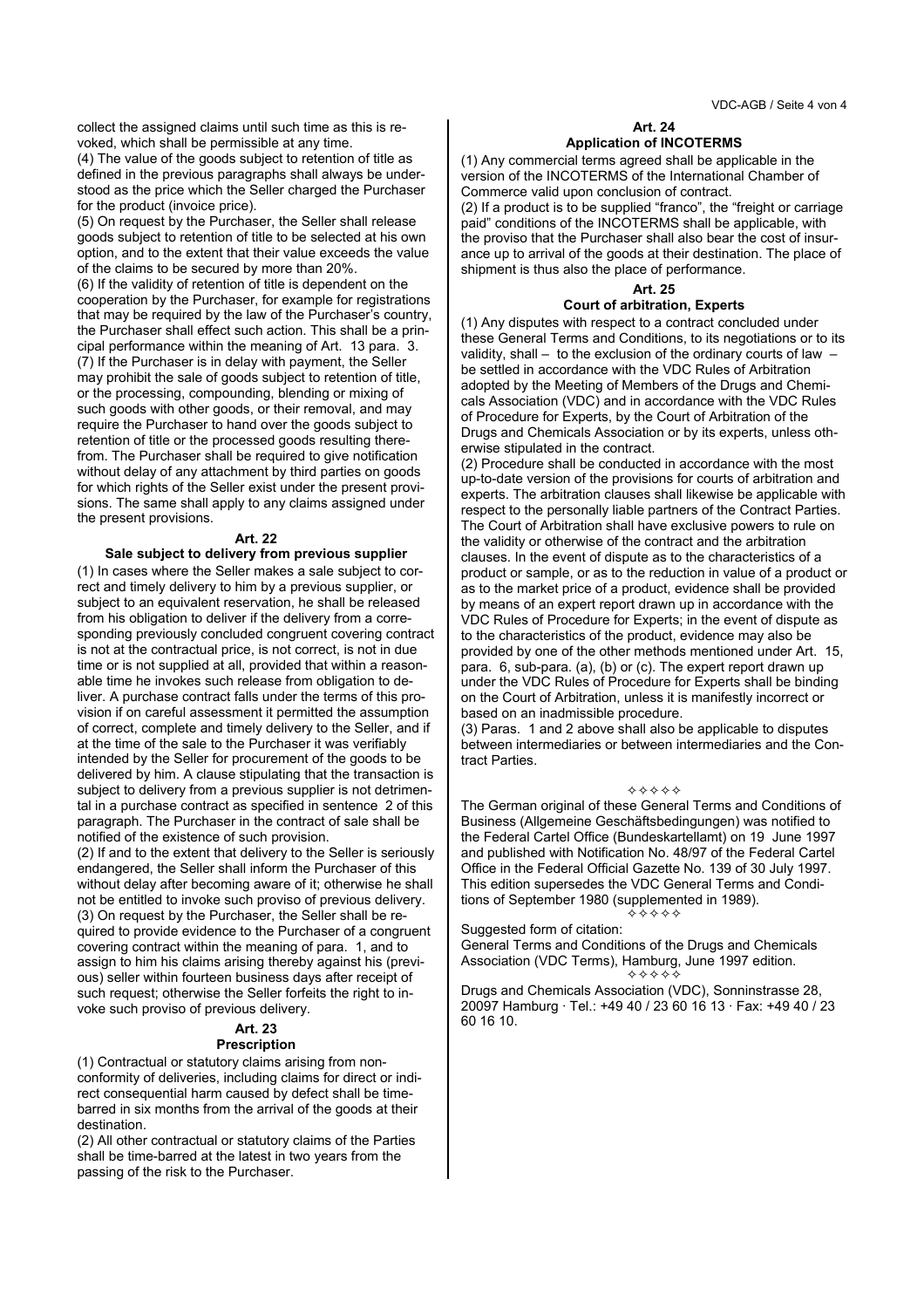collect the assigned claims until such time as this is revoked, which shall be permissible at any time.

(4) The value of the goods subject to retention of title as defined in the previous paragraphs shall always be understood as the price which the Seller charged the Purchaser for the product (invoice price).

(5) On request by the Purchaser, the Seller shall release goods subject to retention of title to be selected at his own option, and to the extent that their value exceeds the value of the claims to be secured by more than 20%.

(6) If the validity of retention of title is dependent on the cooperation by the Purchaser, for example for registrations that may be required by the law of the Purchaser's country, the Purchaser shall effect such action. This shall be a principal performance within the meaning of Art. 13 para. 3.

(7) If the Purchaser is in delay with payment, the Seller may prohibit the sale of goods subject to retention of title, or the processing, compounding, blending or mixing of such goods with other goods, or their removal, and may require the Purchaser to hand over the goods subject to retention of title or the processed goods resulting therefrom. The Purchaser shall be required to give notification without delay of any attachment by third parties on goods for which rights of the Seller exist under the present provisions. The same shall apply to any claims assigned under the present provisions.

## Art. 22
### Sale subject to delivery from previous supplier

(1) In cases where the Seller makes a sale subject to correct and timely delivery to him by a previous supplier, or subject to an equivalent reservation, he shall be released from his obligation to deliver if the delivery from a corresponding previously concluded congruent covering contract is not at the contractual price, is not correct, is not in due time or is not supplied at all, provided that within a reasonable time he invokes such release from obligation to deliver. A purchase contract falls under the terms of this provision if on careful assessment it permitted the assumption of correct, complete and timely delivery to the Seller, and if at the time of the sale to the Purchaser it was verifiably intended by the Seller for procurement of the goods to be delivered by him. A clause stipulating that the transaction is subject to delivery from a previous supplier is not detrimental in a purchase contract as specified in sentence 2 of this paragraph. The Purchaser in the contract of sale shall be notified of the existence of such provision.

(2) If and to the extent that delivery to the Seller is seriously endangered, the Seller shall inform the Purchaser of this without delay after becoming aware of it; otherwise he shall not be entitled to invoke such proviso of previous delivery.

(3) On request by the Purchaser, the Seller shall be required to provide evidence to the Purchaser of a congruent covering contract within the meaning of para. 1, and to assign to him his claims arising thereby against his (previous) seller within fourteen business days after receipt of such request; otherwise the Seller forfeits the right to invoke such proviso of previous delivery.

## Art. 23
### Prescription

(1) Contractual or statutory claims arising from nonconformity of deliveries, including claims for direct or indirect consequential harm caused by defect shall be time-barred in six months from the arrival of the goods at their destination.

(2) All other contractual or statutory claims of the Parties shall be time-barred at the latest in two years from the passing of the risk to the Purchaser.

## Art. 24
### Application of INCOTERMS

(1) Any commercial terms agreed shall be applicable in the version of the INCOTERMS of the International Chamber of Commerce valid upon conclusion of contract.

(2) If a product is to be supplied "franco", the "freight or carriage paid" conditions of the INCOTERMS shall be applicable, with the proviso that the Purchaser shall also bear the cost of insurance up to arrival of the goods at their destination. The place of shipment is thus also the place of performance.

## Art. 25
### Court of arbitration, Experts

(1) Any disputes with respect to a contract concluded under these General Terms and Conditions, to its negotiations or to its validity, shall – to the exclusion of the ordinary courts of law – be settled in accordance with the VDC Rules of Arbitration adopted by the Meeting of Members of the Drugs and Chemicals Association (VDC) and in accordance with the VDC Rules of Procedure for Experts, by the Court of Arbitration of the Drugs and Chemicals Association or by its experts, unless otherwise stipulated in the contract.

(2) Procedure shall be conducted in accordance with the most up-to-date version of the provisions for courts of arbitration and experts. The arbitration clauses shall likewise be applicable with respect to the personally liable partners of the Contract Parties. The Court of Arbitration shall have exclusive powers to rule on the validity or otherwise of the contract and the arbitration clauses. In the event of dispute as to the characteristics of a product or sample, or as to the reduction in value of a product or as to the market price of a product, evidence shall be provided by means of an expert report drawn up in accordance with the VDC Rules of Procedure for Experts; in the event of dispute as to the characteristics of the product, evidence may also be provided by one of the other methods mentioned under Art. 15, para. 6, sub-para. (a), (b) or (c). The expert report drawn up under the VDC Rules of Procedure for Experts shall be binding on the Court of Arbitration, unless it is manifestly incorrect or based on an inadmissible procedure.

(3) Paras. 1 and 2 above shall also be applicable to disputes between intermediaries or between intermediaries and the Contract Parties.

✧✧✧✧✧

The German original of these General Terms and Conditions of Business (Allgemeine Geschäftsbedingungen) was notified to the Federal Cartel Office (Bundeskartellamt) on 19 June 1997 and published with Notification No. 48/97 of the Federal Cartel Office in the Federal Official Gazette No. 139 of 30 July 1997. This edition supersedes the VDC General Terms and Conditions of September 1980 (supplemented in 1989).

✧✧✧✧✧

Suggested form of citation:
General Terms and Conditions of the Drugs and Chemicals Association (VDC Terms), Hamburg, June 1997 edition.

✧✧✧✧✧

Drugs and Chemicals Association (VDC), Sonninstrasse 28, 20097 Hamburg · Tel.: +49 40 / 23 60 16 13 · Fax: +49 40 / 23 60 16 10.